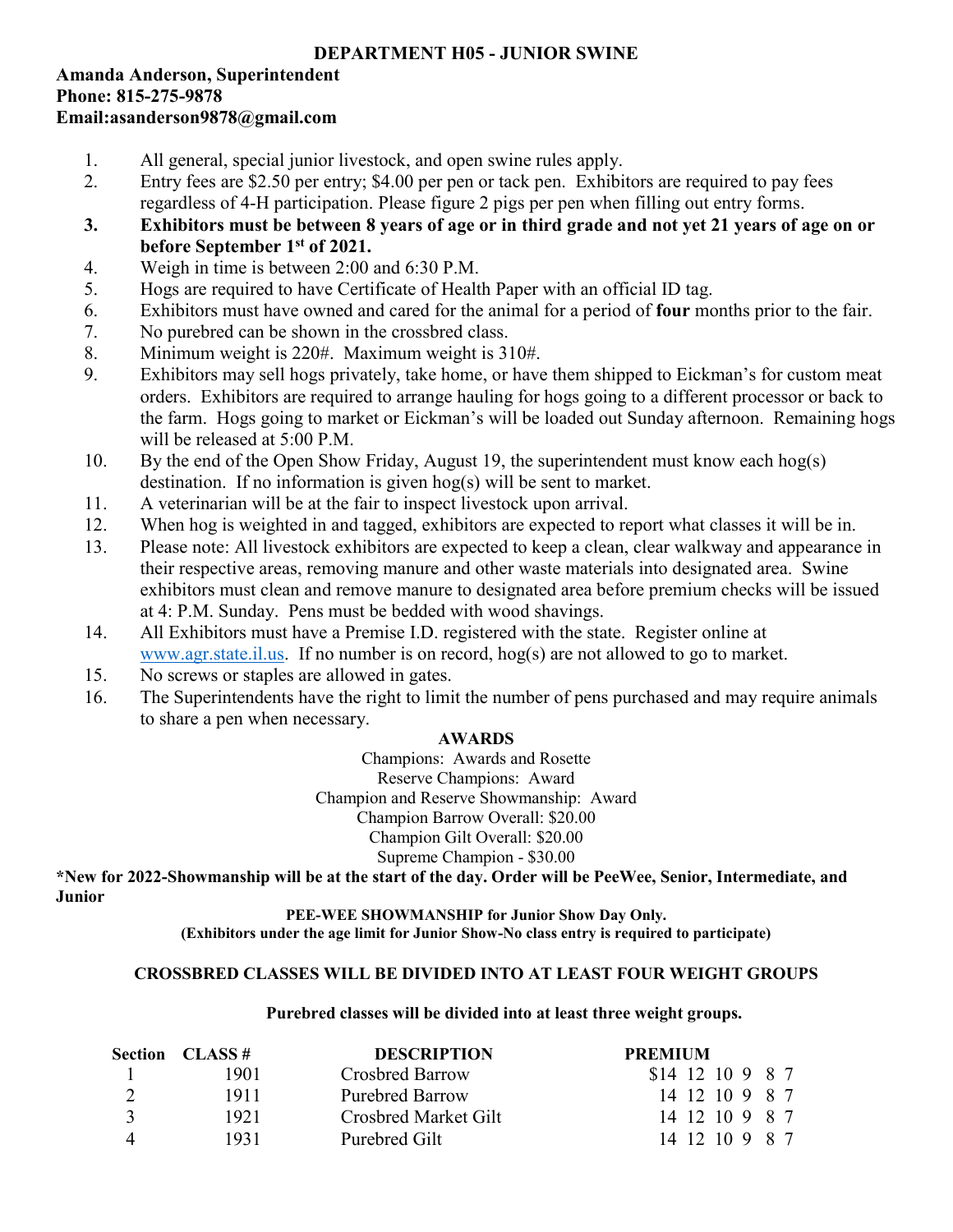# DEPARTMENT H05 - JUNIOR SWINE

**Amanda Anderson, Superintendent**
**Phone: 815-275-9878**
**Email:asanderson9878@gmail.com**

1. All general, special junior livestock, and open swine rules apply.
2. Entry fees are $2.50 per entry; $4.00 per pen or tack pen. Exhibitors are required to pay fees regardless of 4-H participation. Please figure 2 pigs per pen when filling out entry forms.
3. **Exhibitors must be between 8 years of age or in third grade and not yet 21 years of age on or before September 1st of 2021.**
4. Weigh in time is between 2:00 and 6:30 P.M.
5. Hogs are required to have Certificate of Health Paper with an official ID tag.
6. Exhibitors must have owned and cared for the animal for a period of **four** months prior to the fair.
7. No purebred can be shown in the crossbred class.
8. Minimum weight is 220#. Maximum weight is 310#.
9. Exhibitors may sell hogs privately, take home, or have them shipped to Eickman's for custom meat orders. Exhibitors are required to arrange hauling for hogs going to a different processor or back to the farm. Hogs going to market or Eickman's will be loaded out Sunday afternoon. Remaining hogs will be released at 5:00 P.M.
10. By the end of the Open Show Friday, August 19, the superintendent must know each hog(s) destination. If no information is given hog(s) will be sent to market.
11. A veterinarian will be at the fair to inspect livestock upon arrival.
12. When hog is weighted in and tagged, exhibitors are expected to report what classes it will be in.
13. Please note: All livestock exhibitors are expected to keep a clean, clear walkway and appearance in their respective areas, removing manure and other waste materials into designated area. Swine exhibitors must clean and remove manure to designated area before premium checks will be issued at 4: P.M. Sunday. Pens must be bedded with wood shavings.
14. All Exhibitors must have a Premise I.D. registered with the state. Register online at www.agr.state.il.us. If no number is on record, hog(s) are not allowed to go to market.
15. No screws or staples are allowed in gates.
16. The Superintendents have the right to limit the number of pens purchased and may require animals to share a pen when necessary.

**AWARDS**

Champions: Awards and Rosette
Reserve Champions: Award
Champion and Reserve Showmanship: Award
Champion Barrow Overall: $20.00
Champion Gilt Overall: $20.00
Supreme Champion - $30.00

**\*New for 2022-Showmanship will be at the start of the day. Order will be PeeWee, Senior, Intermediate, and Junior**

**PEE-WEE SHOWMANSHIP for Junior Show Day Only.**
**(Exhibitors under the age limit for Junior Show-No class entry is required to participate)**

**CROSSBRED CLASSES WILL BE DIVIDED INTO AT LEAST FOUR WEIGHT GROUPS**

**Purebred classes will be divided into at least three weight groups.**

| Section | CLASS # | DESCRIPTION | PREMIUM |
|---|---|---|---|
| 1 | 1901 | Crosbred Barrow | $14 12 10 9 8 7 |
| 2 | 1911 | Purebred Barrow | 14 12 10 9 8 7 |
| 3 | 1921 | Crosbred Market Gilt | 14 12 10 9 8 7 |
| 4 | 1931 | Purebred Gilt | 14 12 10 9 8 7 |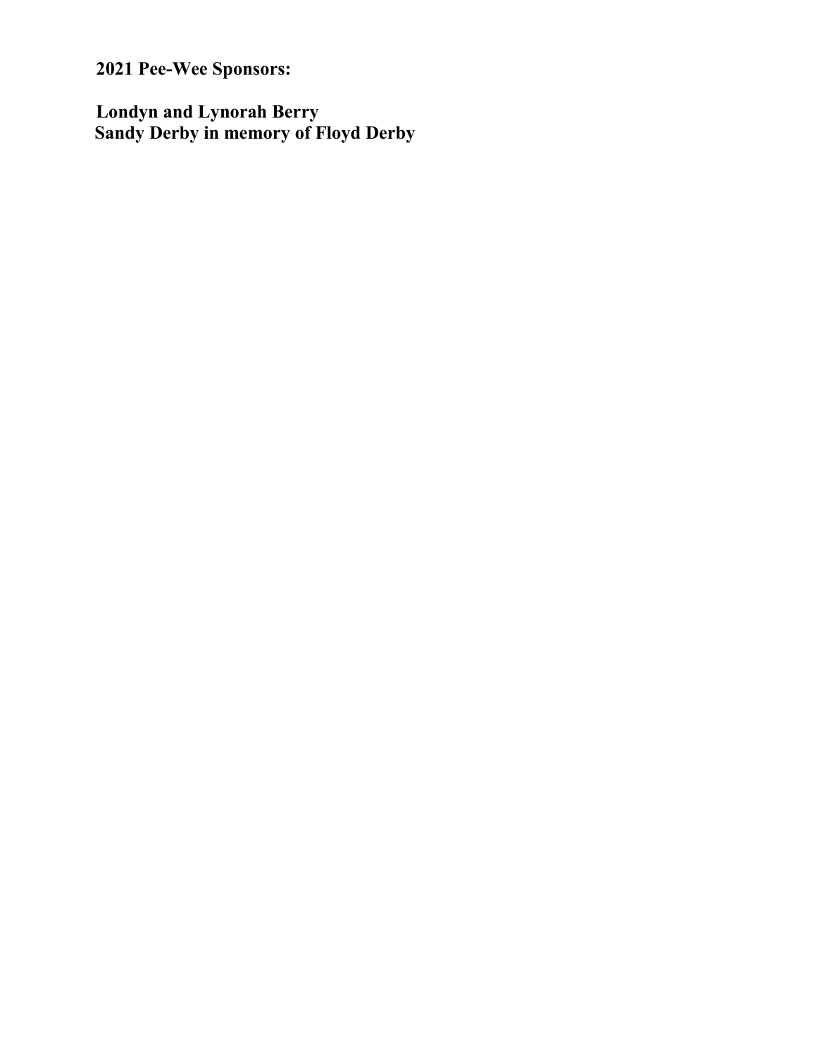**2021 Pee-Wee Sponsors:**

**Londyn and Lynorah Berry**
**Sandy Derby in memory of Floyd Derby**